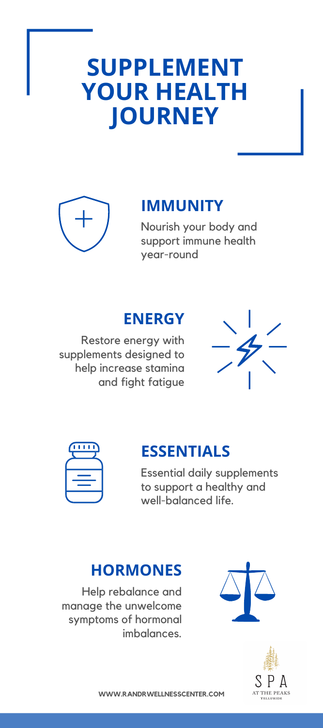# SUPPLEMENT YOUR HEALTH JOURNEY

## IMMUNITY

Nourish your body and support immune health year-round

## ENERGY

Restore energy with supplements designed to help increase stamina and fight fatigue

## ESSENTIALS

Essential daily supplements to support a healthy and well-balanced life.

## HORMONES

Help rebalance and manage the unwelcome symptoms of hormonal imbalances.

SPA AT THE PEAKS TELLURIDE

WWW.RANDRWELLNESSCENTER.COM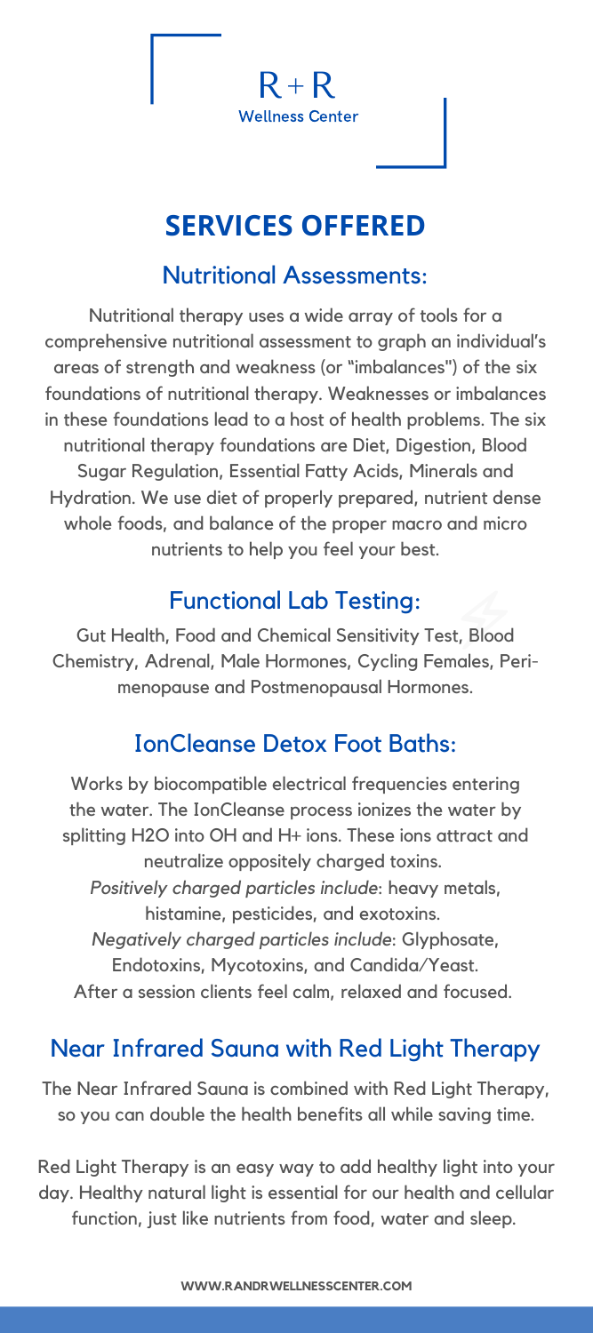R + R
Wellness Center

# SERVICES OFFERED

## Nutritional Assessments:

Nutritional therapy uses a wide array of tools for a comprehensive nutritional assessment to graph an individual's areas of strength and weakness (or "imbalances") of the six foundations of nutritional therapy. Weaknesses or imbalances in these foundations lead to a host of health problems. The six nutritional therapy foundations are Diet, Digestion, Blood Sugar Regulation, Essential Fatty Acids, Minerals and Hydration. We use diet of properly prepared, nutrient dense whole foods, and balance of the proper macro and micro nutrients to help you feel your best.

## Functional Lab Testing:

Gut Health, Food and Chemical Sensitivity Test, Blood Chemistry, Adrenal, Male Hormones, Cycling Females, Peri-menopause and Postmenopausal Hormones.

## IonCleanse Detox Foot Baths:

Works by biocompatible electrical frequencies entering the water. The IonCleanse process ionizes the water by splitting $H_2O$ into OH and $H^+$ ions. These ions attract and neutralize oppositely charged toxins.

*Positively charged particles include*: heavy metals, histamine, pesticides, and exotoxins.

*Negatively charged particles include*: Glyphosate, Endotoxins, Mycotoxins, and Candida/Yeast.

After a session clients feel calm, relaxed and focused.

## Near Infrared Sauna with Red Light Therapy

The Near Infrared Sauna is combined with Red Light Therapy, so you can double the health benefits all while saving time.

Red Light Therapy is an easy way to add healthy light into your day. Healthy natural light is essential for our health and cellular function, just like nutrients from food, water and sleep.

WWW.RANDRWELLNESSCENTER.COM